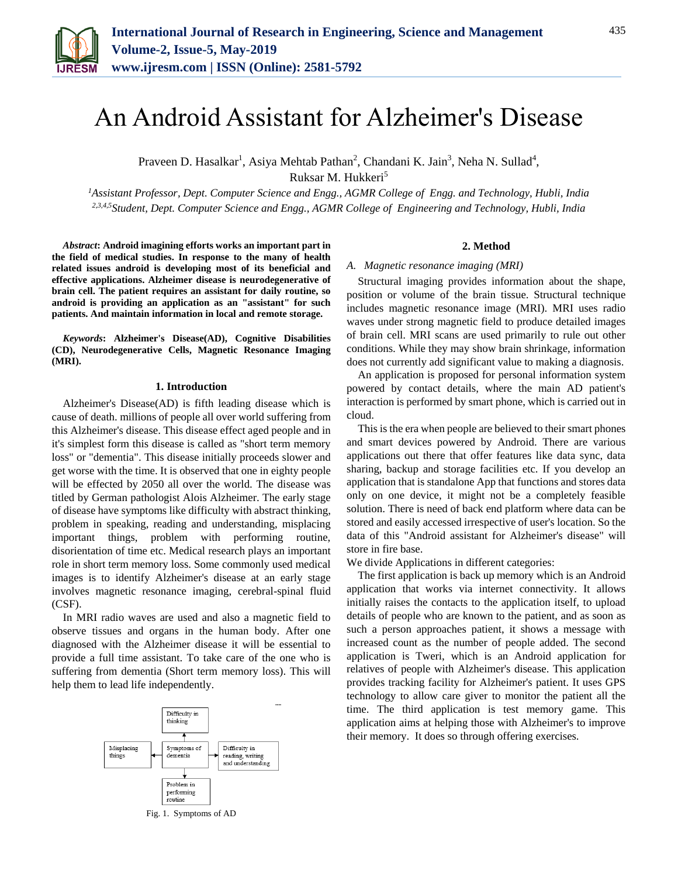# An Android Assistant for Alzheimer's Disease

Praveen D. Hasalkar[1], Asiya Mehtab Pathan[2], Chandani K. Jain[3], Neha N. Sullad[4], Ruksar M. Hukkeri[5]

[1]*Assistant Professor, Dept. Computer Science and Engg., AGMR College of Engg. and Technology, Hubli, India*
[2,3,4,5]*Student, Dept. Computer Science and Engg., AGMR College of Engineering and Technology, Hubli, India*

***Abstract*: Android imagining efforts works an important part in the field of medical studies. In response to the many of health related issues android is developing most of its beneficial and effective applications. Alzheimer disease is neurodegenerative of brain cell. The patient requires an assistant for daily routine, so android is providing an application as an "assistant" for such patients. And maintain information in local and remote storage.**

***Keywords*: Alzheimer's Disease(AD), Cognitive Disabilities (CD), Neurodegenerative Cells, Magnetic Resonance Imaging (MRI).**

## 1. Introduction

Alzheimer's Disease(AD) is fifth leading disease which is cause of death. millions of people all over world suffering from this Alzheimer's disease. This disease effect aged people and in it's simplest form this disease is called as "short term memory loss" or "dementia". This disease initially proceeds slower and get worse with the time. It is observed that one in eighty people will be effected by 2050 all over the world. The disease was titled by German pathologist Alois Alzheimer. The early stage of disease have symptoms like difficulty with abstract thinking, problem in speaking, reading and understanding, misplacing important things, problem with performing routine, disorientation of time etc. Medical research plays an important role in short term memory loss. Some commonly used medical images is to identify Alzheimer's disease at an early stage involves magnetic resonance imaging, cerebral-spinal fluid (CSF).

In MRI radio waves are used and also a magnetic field to observe tissues and organs in the human body. After one diagnosed with the Alzheimer disease it will be essential to provide a full time assistant. To take care of the one who is suffering from dementia (Short term memory loss). This will help them to lead life independently.

Difficulty in thinking; Misplacing things; Symptoms of dementia; Difficulty in reading, writing and understanding; Problem in performing routine

Fig. 1. Symptoms of AD

## 2. Method

### *A. Magnetic resonance imaging (MRI)*

Structural imaging provides information about the shape, position or volume of the brain tissue. Structural technique includes magnetic resonance image (MRI). MRI uses radio waves under strong magnetic field to produce detailed images of brain cell. MRI scans are used primarily to rule out other conditions. While they may show brain shrinkage, information does not currently add significant value to making a diagnosis.

An application is proposed for personal information system powered by contact details, where the main AD patient's interaction is performed by smart phone, which is carried out in cloud.

This is the era when people are believed to their smart phones and smart devices powered by Android. There are various applications out there that offer features like data sync, data sharing, backup and storage facilities etc. If you develop an application that is standalone App that functions and stores data only on one device, it might not be a completely feasible solution. There is need of back end platform where data can be stored and easily accessed irrespective of user's location. So the data of this "Android assistant for Alzheimer's disease" will store in fire base.

We divide Applications in different categories:

The first application is back up memory which is an Android application that works via internet connectivity. It allows initially raises the contacts to the application itself, to upload details of people who are known to the patient, and as soon as such a person approaches patient, it shows a message with increased count as the number of people added. The second application is Tweri, which is an Android application for relatives of people with Alzheimer's disease. This application provides tracking facility for Alzheimer's patient. It uses GPS technology to allow care giver to monitor the patient all the time. The third application is test memory game. This application aims at helping those with Alzheimer's to improve their memory. It does so through offering exercises.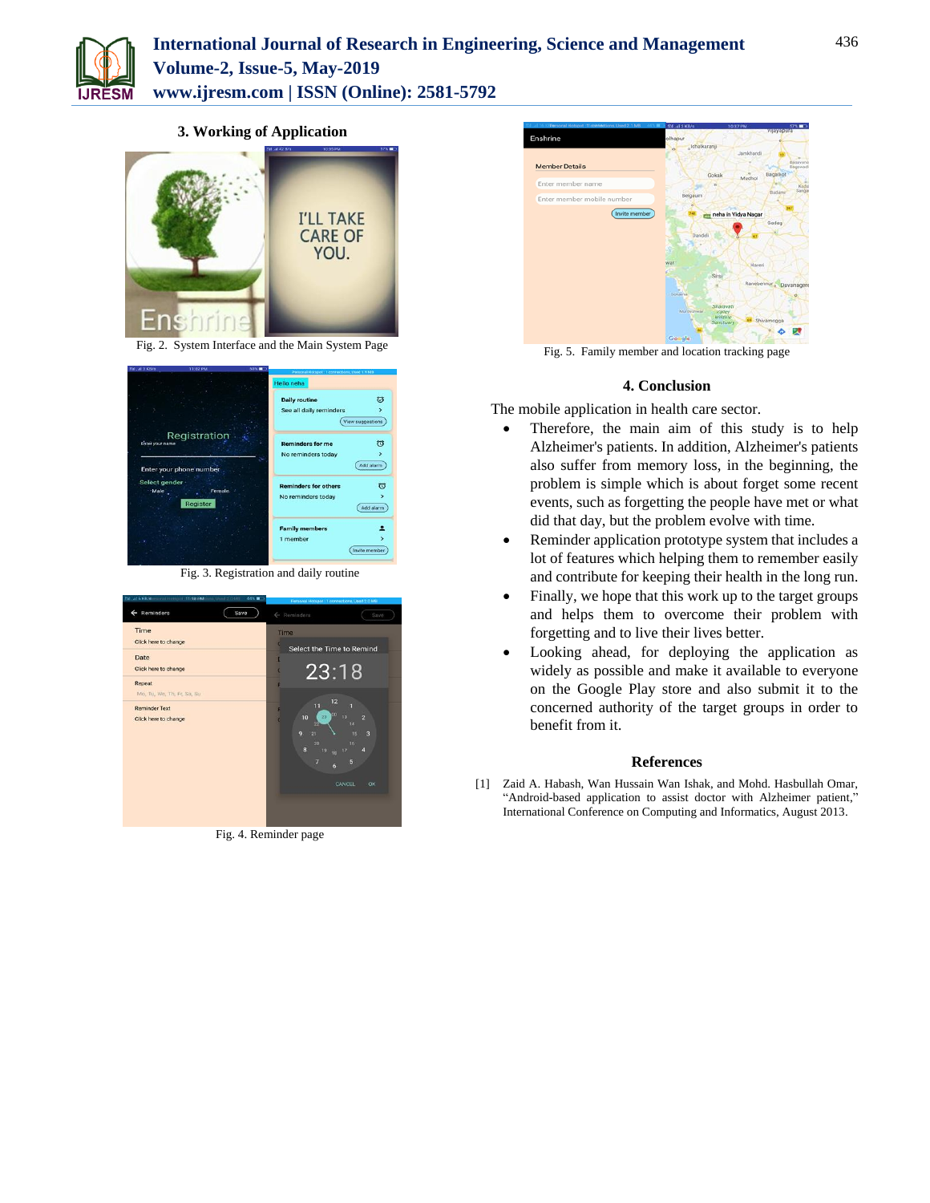## 3. Working of Application

Fig. 2. System Interface and the Main System Page

Fig. 3. Registration and daily routine

Fig. 4. Reminder page

Fig. 5. Family member and location tracking page

## 4. Conclusion

The mobile application in health care sector.

- Therefore, the main aim of this study is to help Alzheimer's patients. In addition, Alzheimer's patients also suffer from memory loss, in the beginning, the problem is simple which is about forget some recent events, such as forgetting the people have met or what did that day, but the problem evolve with time.
- Reminder application prototype system that includes a lot of features which helping them to remember easily and contribute for keeping their health in the long run.
- Finally, we hope that this work up to the target groups and helps them to overcome their problem with forgetting and to live their lives better.
- Looking ahead, for deploying the application as widely as possible and make it available to everyone on the Google Play store and also submit it to the concerned authority of the target groups in order to benefit from it.

## References

[1] Zaid A. Habash, Wan Hussain Wan Ishak, and Mohd. Hasbullah Omar, "Android-based application to assist doctor with Alzheimer patient," International Conference on Computing and Informatics, August 2013.